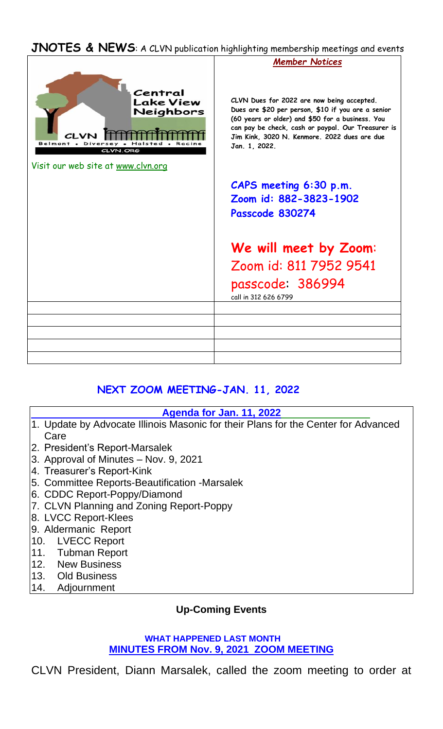**JNOTES & NEWS**: A CLVN publication highlighting membership meetings and events

Central Lake View Neighbors

CLVN

Belmont • Diversey • Halsted • Racine

CLVN.ORG

Visit our web site at www.clvn.org

***Member Notices***

**CLVN Dues for 2022 are now being accepted. Dues are $20 per person, $10 if you are a senior (60 years or older) and $50 for a business. You can pay be check, cash or paypal. Our Treasurer is Jim Kink, 3020 N. Kenmore. 2022 dues are due Jan. 1, 2022.**

**CAPS meeting 6:30 p.m.**
**Zoom id: 882-3823-1902**
**Passcode 830274**

**We will meet by Zoom**:
Zoom id: 811 7952 9541
passcode: 386994
call in 312 626 6799

## NEXT ZOOM MEETING-JAN. 11, 2022

### Agenda for Jan. 11, 2022

1. Update by Advocate Illinois Masonic for their Plans for the Center for Advanced Care
2. President's Report-Marsalek
3. Approval of Minutes – Nov. 9, 2021
4. Treasurer's Report-Kink
5. Committee Reports-Beautification -Marsalek
6. CDDC Report-Poppy/Diamond
7. CLVN Planning and Zoning Report-Poppy
8. LVCC Report-Klees
9. Aldermanic Report
10. LVECC Report
11. Tubman Report
12. New Business
13. Old Business
14. Adjournment

### Up-Coming Events

**WHAT HAPPENED LAST MONTH**

**MINUTES FROM Nov. 9, 2021 ZOOM MEETING**

CLVN President, Diann Marsalek, called the zoom meeting to order at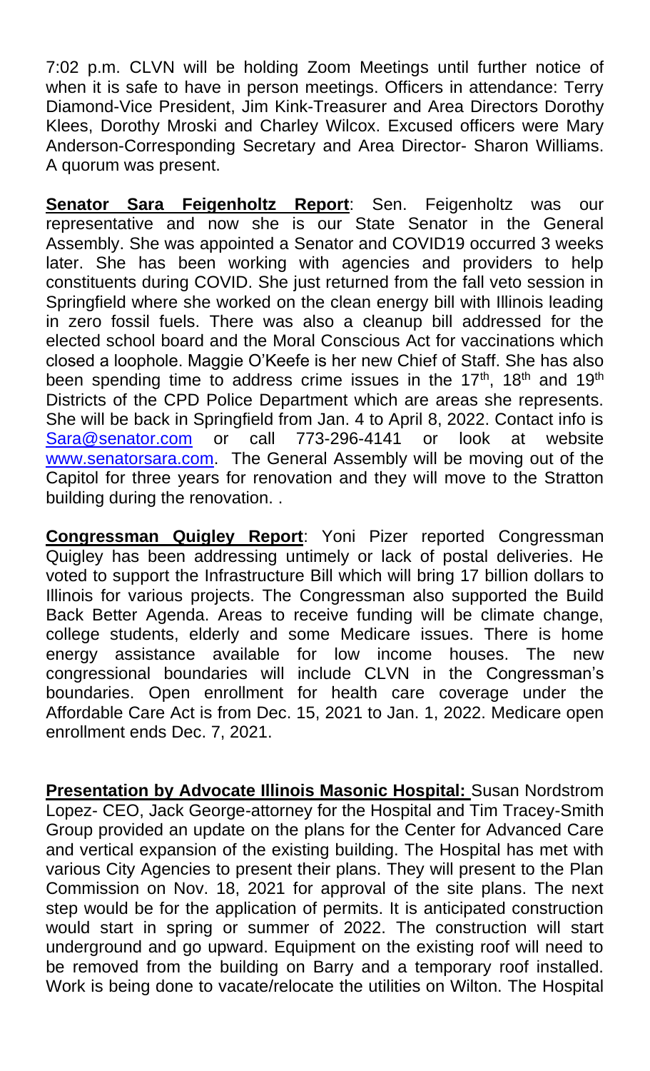7:02 p.m. CLVN will be holding Zoom Meetings until further notice of when it is safe to have in person meetings. Officers in attendance: Terry Diamond-Vice President, Jim Kink-Treasurer and Area Directors Dorothy Klees, Dorothy Mroski and Charley Wilcox. Excused officers were Mary Anderson-Corresponding Secretary and Area Director- Sharon Williams. A quorum was present.

**Senator Sara Feigenholtz Report**: Sen. Feigenholtz was our representative and now she is our State Senator in the General Assembly. She was appointed a Senator and COVID19 occurred 3 weeks later. She has been working with agencies and providers to help constituents during COVID. She just returned from the fall veto session in Springfield where she worked on the clean energy bill with Illinois leading in zero fossil fuels. There was also a cleanup bill addressed for the elected school board and the Moral Conscious Act for vaccinations which closed a loophole. Maggie O'Keefe is her new Chief of Staff. She has also been spending time to address crime issues in the 17th, 18th and 19th Districts of the CPD Police Department which are areas she represents. She will be back in Springfield from Jan. 4 to April 8, 2022. Contact info is Sara@senator.com or call 773-296-4141 or look at website www.senatorsara.com. The General Assembly will be moving out of the Capitol for three years for renovation and they will move to the Stratton building during the renovation. .

**Congressman Quigley Report**: Yoni Pizer reported Congressman Quigley has been addressing untimely or lack of postal deliveries. He voted to support the Infrastructure Bill which will bring 17 billion dollars to Illinois for various projects. The Congressman also supported the Build Back Better Agenda. Areas to receive funding will be climate change, college students, elderly and some Medicare issues. There is home energy assistance available for low income houses. The new congressional boundaries will include CLVN in the Congressman's boundaries. Open enrollment for health care coverage under the Affordable Care Act is from Dec. 15, 2021 to Jan. 1, 2022. Medicare open enrollment ends Dec. 7, 2021.

**Presentation by Advocate Illinois Masonic Hospital:** Susan Nordstrom Lopez- CEO, Jack George-attorney for the Hospital and Tim Tracey-Smith Group provided an update on the plans for the Center for Advanced Care and vertical expansion of the existing building. The Hospital has met with various City Agencies to present their plans. They will present to the Plan Commission on Nov. 18, 2021 for approval of the site plans. The next step would be for the application of permits. It is anticipated construction would start in spring or summer of 2022. The construction will start underground and go upward. Equipment on the existing roof will need to be removed from the building on Barry and a temporary roof installed. Work is being done to vacate/relocate the utilities on Wilton. The Hospital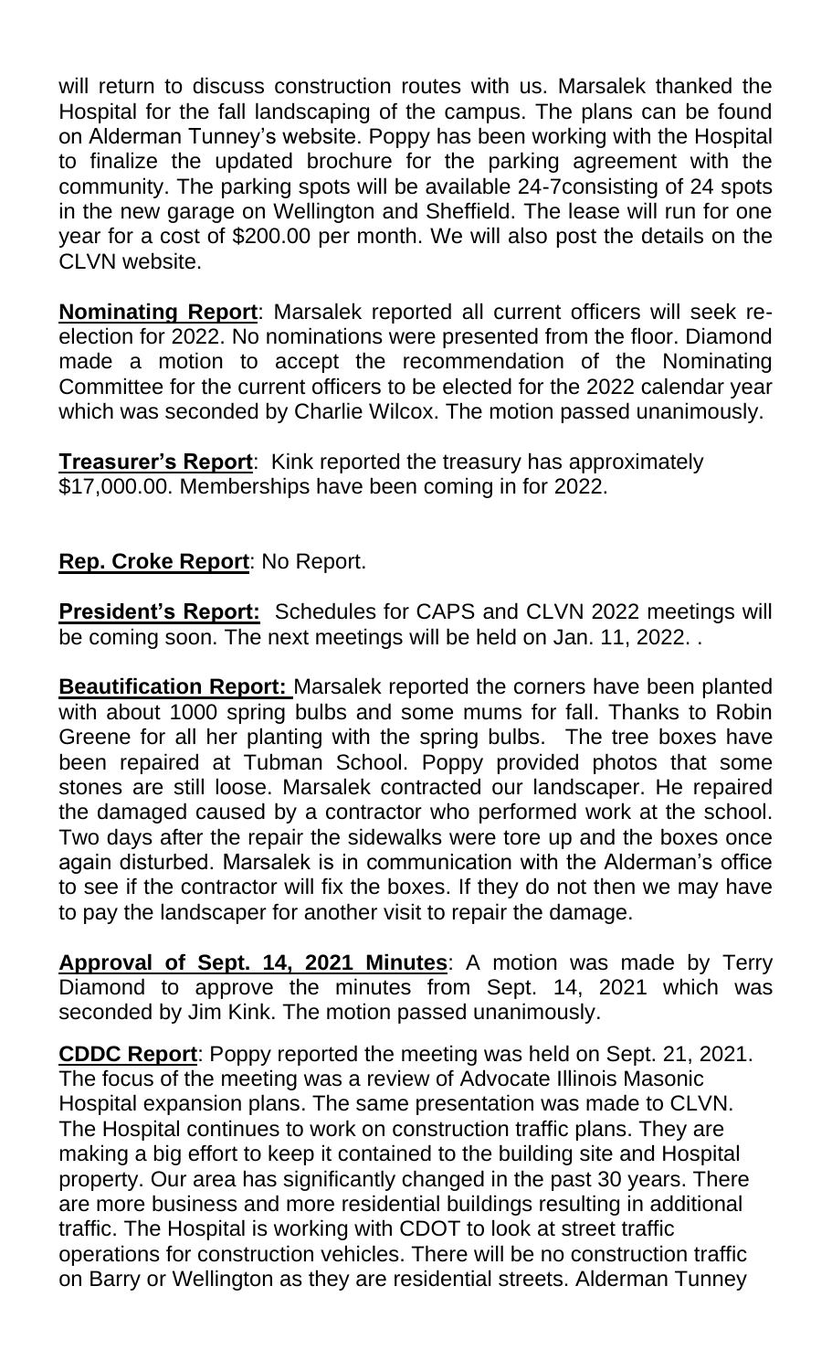will return to discuss construction routes with us. Marsalek thanked the Hospital for the fall landscaping of the campus. The plans can be found on Alderman Tunney's website. Poppy has been working with the Hospital to finalize the updated brochure for the parking agreement with the community. The parking spots will be available 24-7consisting of 24 spots in the new garage on Wellington and Sheffield. The lease will run for one year for a cost of $200.00 per month. We will also post the details on the CLVN website.

**Nominating Report**: Marsalek reported all current officers will seek re-election for 2022. No nominations were presented from the floor. Diamond made a motion to accept the recommendation of the Nominating Committee for the current officers to be elected for the 2022 calendar year which was seconded by Charlie Wilcox. The motion passed unanimously.

**Treasurer's Report**: Kink reported the treasury has approximately $17,000.00. Memberships have been coming in for 2022.

**Rep. Croke Report**: No Report.

**President's Report:** Schedules for CAPS and CLVN 2022 meetings will be coming soon. The next meetings will be held on Jan. 11, 2022. .

**Beautification Report:** Marsalek reported the corners have been planted with about 1000 spring bulbs and some mums for fall. Thanks to Robin Greene for all her planting with the spring bulbs. The tree boxes have been repaired at Tubman School. Poppy provided photos that some stones are still loose. Marsalek contracted our landscaper. He repaired the damaged caused by a contractor who performed work at the school. Two days after the repair the sidewalks were tore up and the boxes once again disturbed. Marsalek is in communication with the Alderman's office to see if the contractor will fix the boxes. If they do not then we may have to pay the landscaper for another visit to repair the damage.

**Approval of Sept. 14, 2021 Minutes**: A motion was made by Terry Diamond to approve the minutes from Sept. 14, 2021 which was seconded by Jim Kink. The motion passed unanimously.

**CDDC Report**: Poppy reported the meeting was held on Sept. 21, 2021. The focus of the meeting was a review of Advocate Illinois Masonic Hospital expansion plans. The same presentation was made to CLVN. The Hospital continues to work on construction traffic plans. They are making a big effort to keep it contained to the building site and Hospital property. Our area has significantly changed in the past 30 years. There are more business and more residential buildings resulting in additional traffic. The Hospital is working with CDOT to look at street traffic operations for construction vehicles. There will be no construction traffic on Barry or Wellington as they are residential streets. Alderman Tunney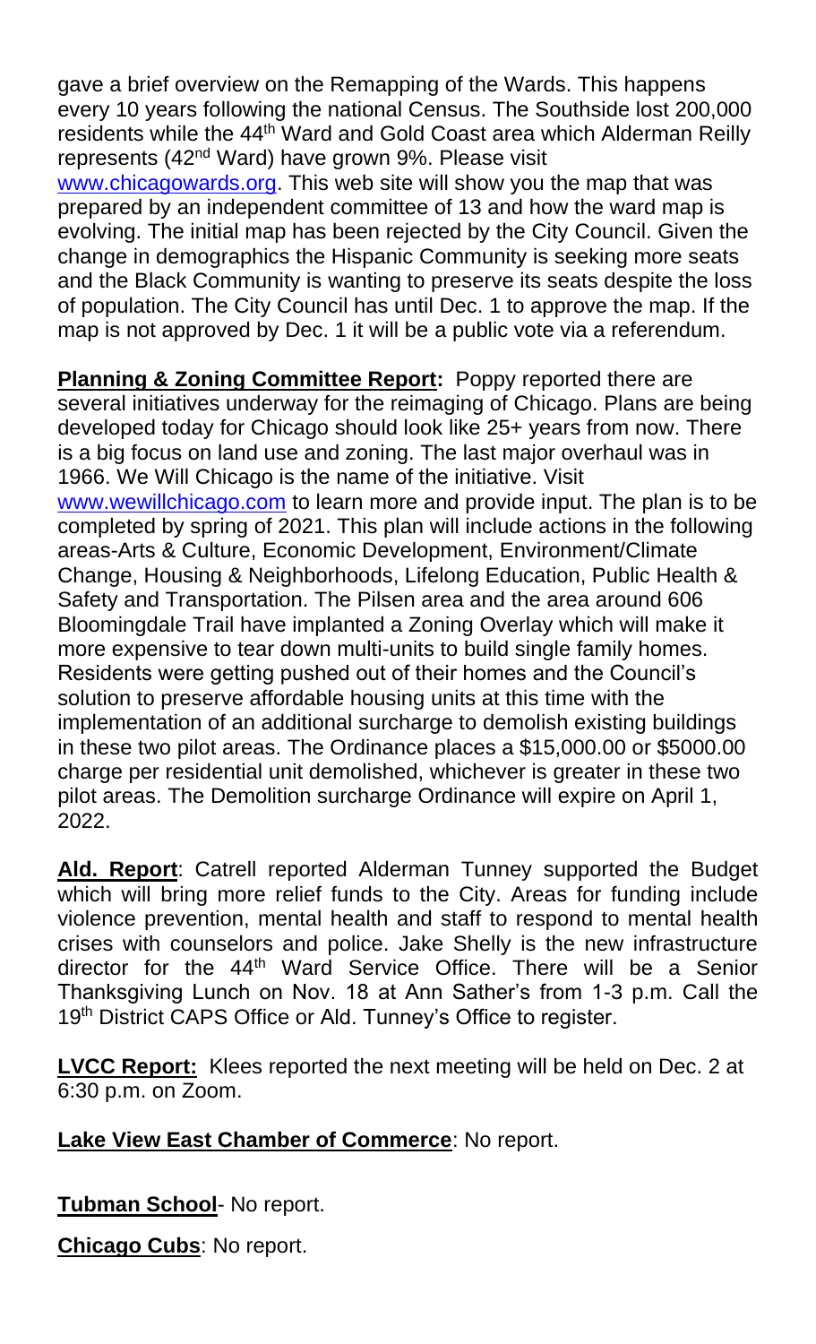gave a brief overview on the Remapping of the Wards. This happens every 10 years following the national Census. The Southside lost 200,000 residents while the 44th Ward and Gold Coast area which Alderman Reilly represents (42nd Ward) have grown 9%. Please visit www.chicagowards.org. This web site will show you the map that was prepared by an independent committee of 13 and how the ward map is evolving. The initial map has been rejected by the City Council. Given the change in demographics the Hispanic Community is seeking more seats and the Black Community is wanting to preserve its seats despite the loss of population. The City Council has until Dec. 1 to approve the map. If the map is not approved by Dec. 1 it will be a public vote via a referendum.

**Planning & Zoning Committee Report:** Poppy reported there are several initiatives underway for the reimaging of Chicago. Plans are being developed today for Chicago should look like 25+ years from now. There is a big focus on land use and zoning. The last major overhaul was in 1966. We Will Chicago is the name of the initiative. Visit www.wewillchicago.com to learn more and provide input. The plan is to be completed by spring of 2021. This plan will include actions in the following areas-Arts & Culture, Economic Development, Environment/Climate Change, Housing & Neighborhoods, Lifelong Education, Public Health & Safety and Transportation. The Pilsen area and the area around 606 Bloomingdale Trail have implanted a Zoning Overlay which will make it more expensive to tear down multi-units to build single family homes. Residents were getting pushed out of their homes and the Council's solution to preserve affordable housing units at this time with the implementation of an additional surcharge to demolish existing buildings in these two pilot areas. The Ordinance places a $15,000.00 or $5000.00 charge per residential unit demolished, whichever is greater in these two pilot areas. The Demolition surcharge Ordinance will expire on April 1, 2022.

**Ald. Report**: Catrell reported Alderman Tunney supported the Budget which will bring more relief funds to the City. Areas for funding include violence prevention, mental health and staff to respond to mental health crises with counselors and police. Jake Shelly is the new infrastructure director for the 44th Ward Service Office. There will be a Senior Thanksgiving Lunch on Nov. 18 at Ann Sather's from 1-3 p.m. Call the 19th District CAPS Office or Ald. Tunney's Office to register.

**LVCC Report:** Klees reported the next meeting will be held on Dec. 2 at 6:30 p.m. on Zoom.

**Lake View East Chamber of Commerce**: No report.

**Tubman School**- No report.

**Chicago Cubs**: No report.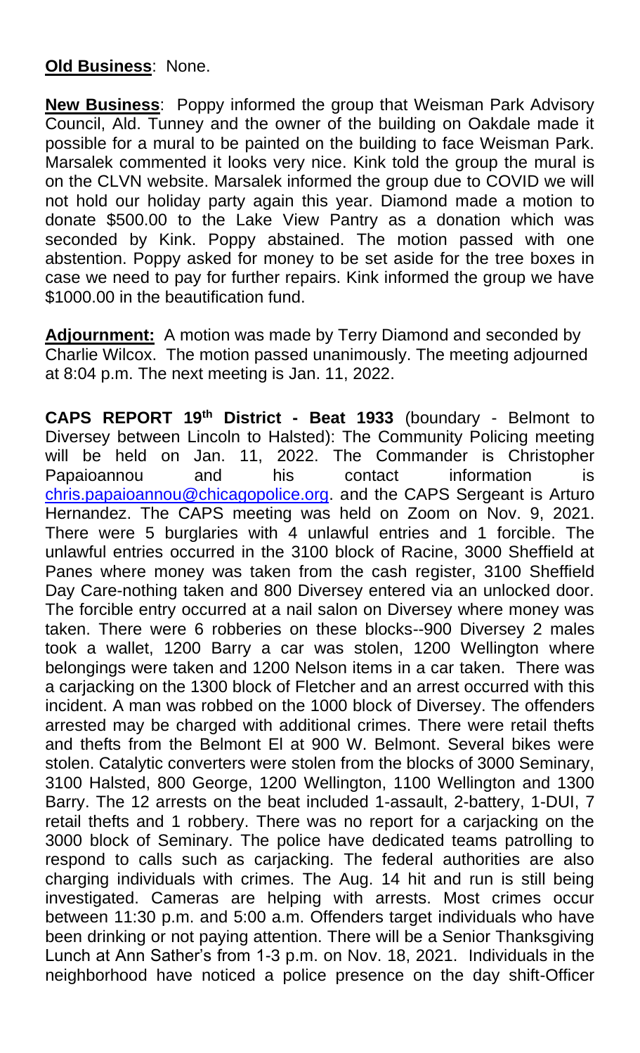**Old Business**: None.

**New Business**: Poppy informed the group that Weisman Park Advisory Council, Ald. Tunney and the owner of the building on Oakdale made it possible for a mural to be painted on the building to face Weisman Park. Marsalek commented it looks very nice. Kink told the group the mural is on the CLVN website. Marsalek informed the group due to COVID we will not hold our holiday party again this year. Diamond made a motion to donate $500.00 to the Lake View Pantry as a donation which was seconded by Kink. Poppy abstained. The motion passed with one abstention. Poppy asked for money to be set aside for the tree boxes in case we need to pay for further repairs. Kink informed the group we have $1000.00 in the beautification fund.

**Adjournment:** A motion was made by Terry Diamond and seconded by Charlie Wilcox. The motion passed unanimously. The meeting adjourned at 8:04 p.m. The next meeting is Jan. 11, 2022.

**CAPS REPORT 19th District - Beat 1933** (boundary - Belmont to Diversey between Lincoln to Halsted): The Community Policing meeting will be held on Jan. 11, 2022. The Commander is Christopher Papaioannou and his contact information is chris.papaioannou@chicagopolice.org. and the CAPS Sergeant is Arturo Hernandez. The CAPS meeting was held on Zoom on Nov. 9, 2021. There were 5 burglaries with 4 unlawful entries and 1 forcible. The unlawful entries occurred in the 3100 block of Racine, 3000 Sheffield at Panes where money was taken from the cash register, 3100 Sheffield Day Care-nothing taken and 800 Diversey entered via an unlocked door. The forcible entry occurred at a nail salon on Diversey where money was taken. There were 6 robberies on these blocks--900 Diversey 2 males took a wallet, 1200 Barry a car was stolen, 1200 Wellington where belongings were taken and 1200 Nelson items in a car taken. There was a carjacking on the 1300 block of Fletcher and an arrest occurred with this incident. A man was robbed on the 1000 block of Diversey. The offenders arrested may be charged with additional crimes. There were retail thefts and thefts from the Belmont El at 900 W. Belmont. Several bikes were stolen. Catalytic converters were stolen from the blocks of 3000 Seminary, 3100 Halsted, 800 George, 1200 Wellington, 1100 Wellington and 1300 Barry. The 12 arrests on the beat included 1-assault, 2-battery, 1-DUI, 7 retail thefts and 1 robbery. There was no report for a carjacking on the 3000 block of Seminary. The police have dedicated teams patrolling to respond to calls such as carjacking. The federal authorities are also charging individuals with crimes. The Aug. 14 hit and run is still being investigated. Cameras are helping with arrests. Most crimes occur between 11:30 p.m. and 5:00 a.m. Offenders target individuals who have been drinking or not paying attention. There will be a Senior Thanksgiving Lunch at Ann Sather's from 1-3 p.m. on Nov. 18, 2021. Individuals in the neighborhood have noticed a police presence on the day shift-Officer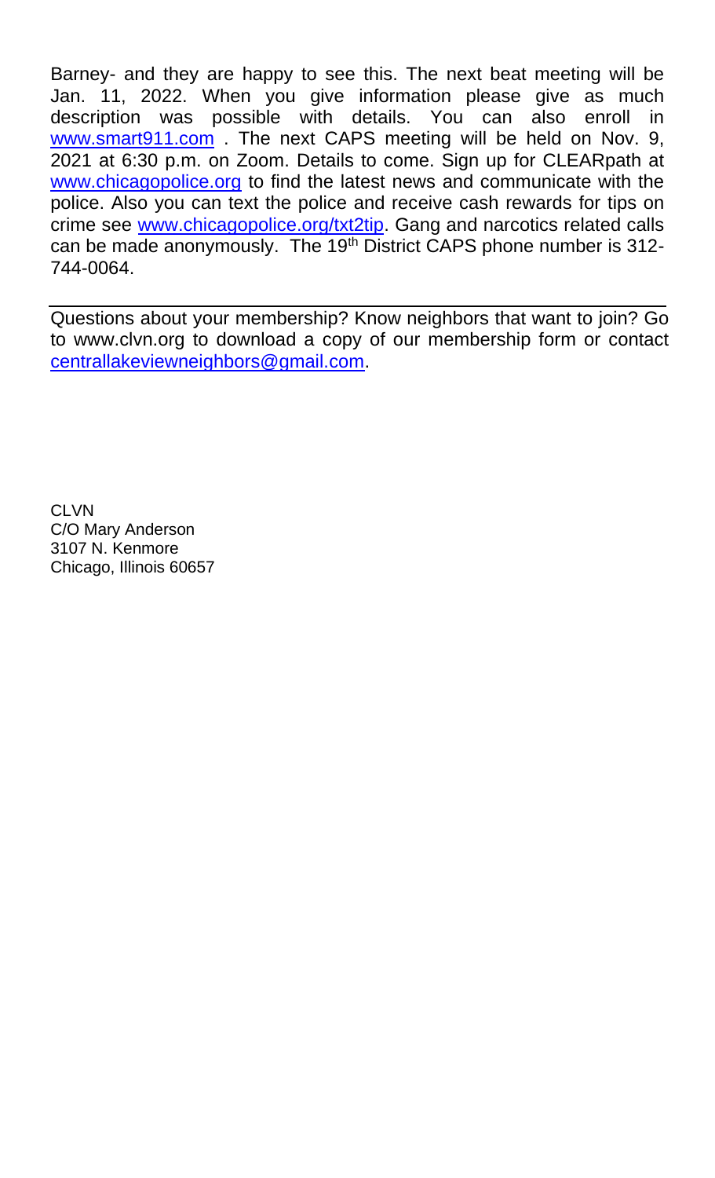Barney- and they are happy to see this. The next beat meeting will be Jan. 11, 2022. When you give information please give as much description was possible with details. You can also enroll in www.smart911.com . The next CAPS meeting will be held on Nov. 9, 2021 at 6:30 p.m. on Zoom. Details to come. Sign up for CLEARpath at www.chicagopolice.org to find the latest news and communicate with the police. Also you can text the police and receive cash rewards for tips on crime see www.chicagopolice.org/txt2tip. Gang and narcotics related calls can be made anonymously. The 19th District CAPS phone number is 312-744-0064.

---

Questions about your membership? Know neighbors that want to join? Go to www.clvn.org to download a copy of our membership form or contact centrallakeviewneighbors@gmail.com.

CLVN
C/O Mary Anderson
3107 N. Kenmore
Chicago, Illinois 60657